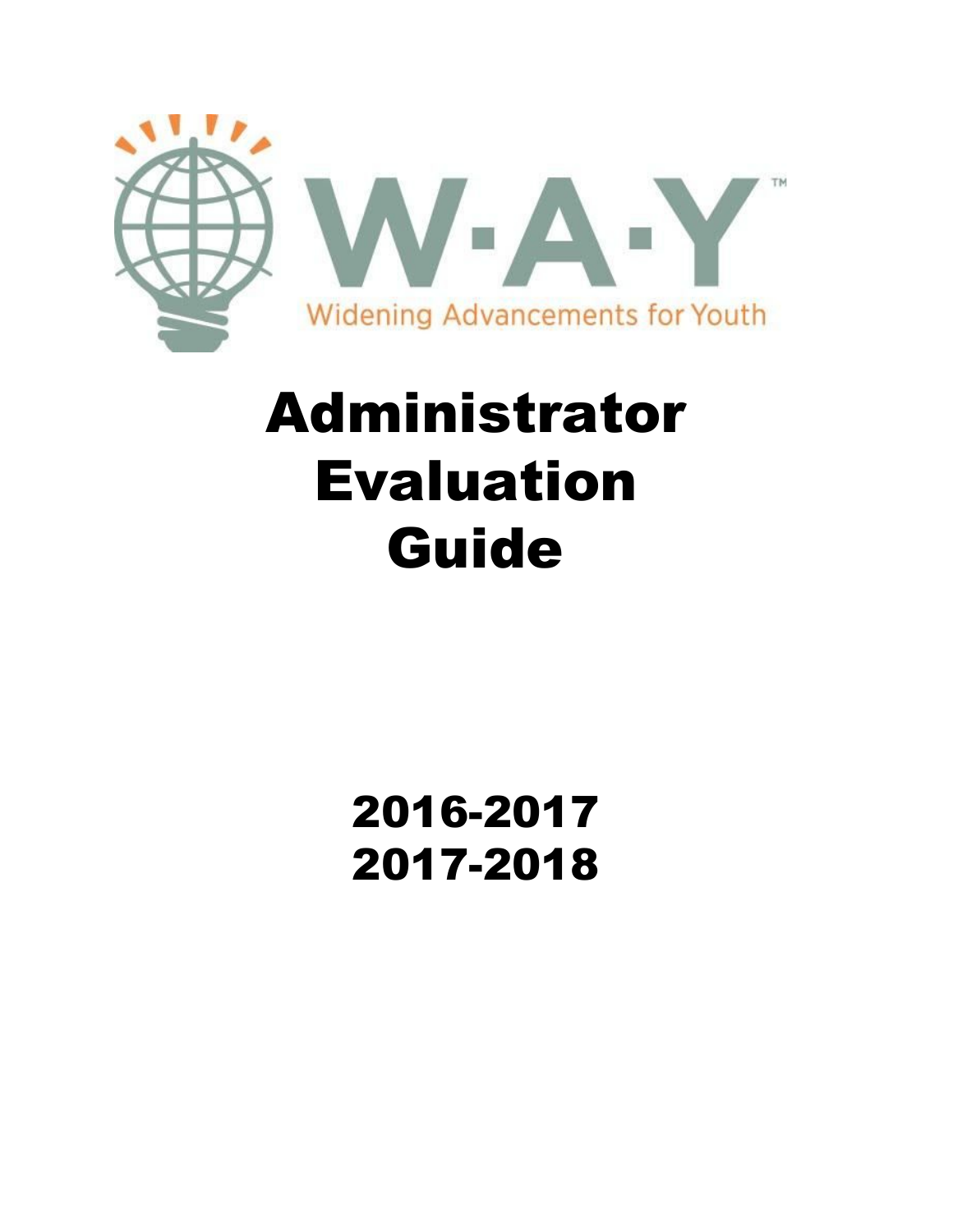W·A·Y™

Widening Advancements for Youth

# Administrator Evaluation Guide

## 2016-2017
## 2017-2018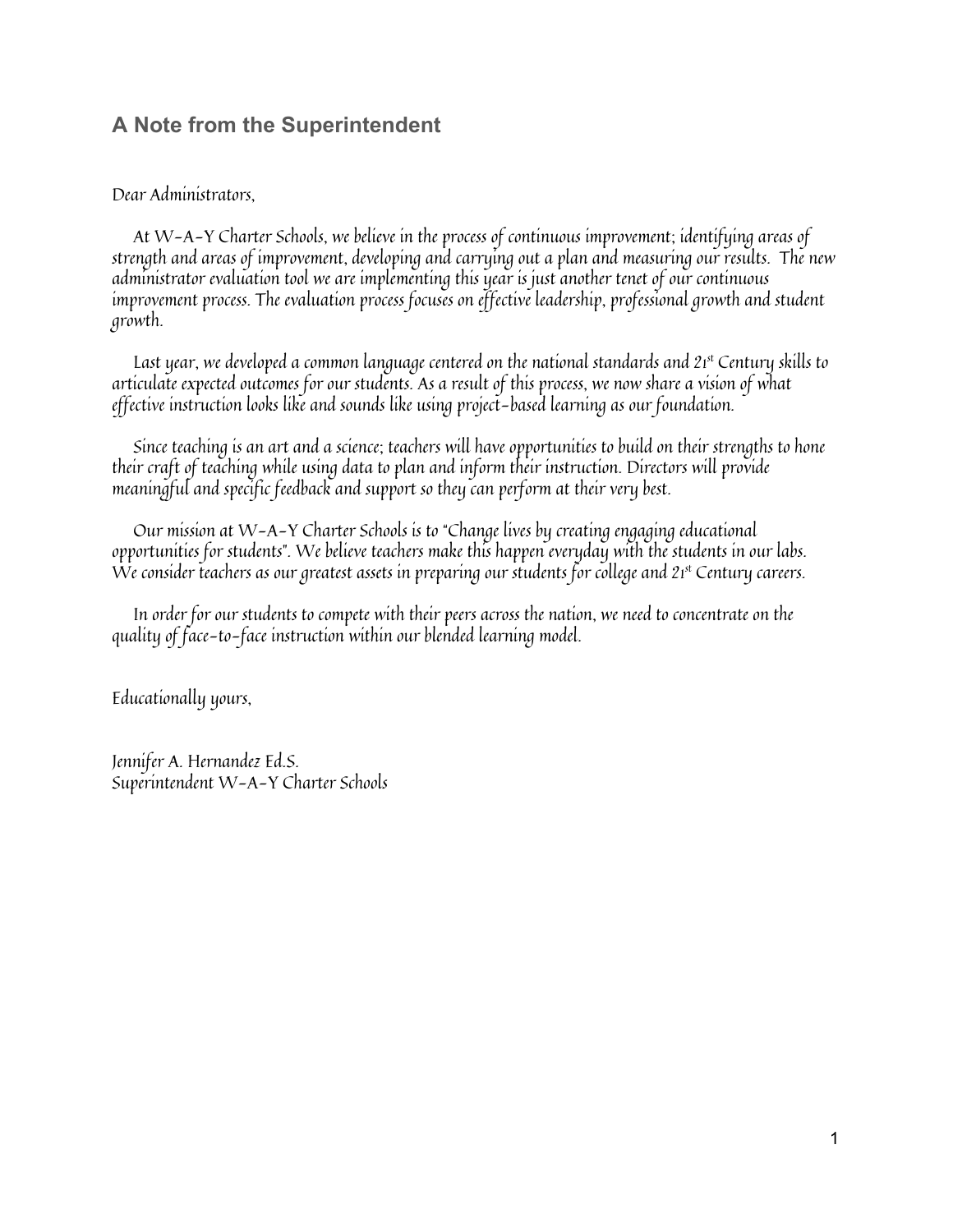## A Note from the Superintendent

Dear Administrators,

At W-A-Y Charter Schools, we believe in the process of continuous improvement; identifying areas of strength and areas of improvement, developing and carrying out a plan and measuring our results. The new administrator evaluation tool we are implementing this year is just another tenet of our continuous improvement process. The evaluation process focuses on effective leadership, professional growth and student growth.

Last year, we developed a common language centered on the national standards and 21st Century skills to articulate expected outcomes for our students. As a result of this process, we now share a vision of what effective instruction looks like and sounds like using project-based learning as our foundation.

Since teaching is an art and a science; teachers will have opportunities to build on their strengths to hone their craft of teaching while using data to plan and inform their instruction. Directors will provide meaningful and specific feedback and support so they can perform at their very best.

Our mission at W-A-Y Charter Schools is to "Change lives by creating engaging educational opportunities for students". We believe teachers make this happen everyday with the students in our labs. We consider teachers as our greatest assets in preparing our students for college and 21st Century careers.

In order for our students to compete with their peers across the nation, we need to concentrate on the quality of face-to-face instruction within our blended learning model.

Educationally yours,

Jennifer A. Hernandez Ed.S.
Superintendent W-A-Y Charter Schools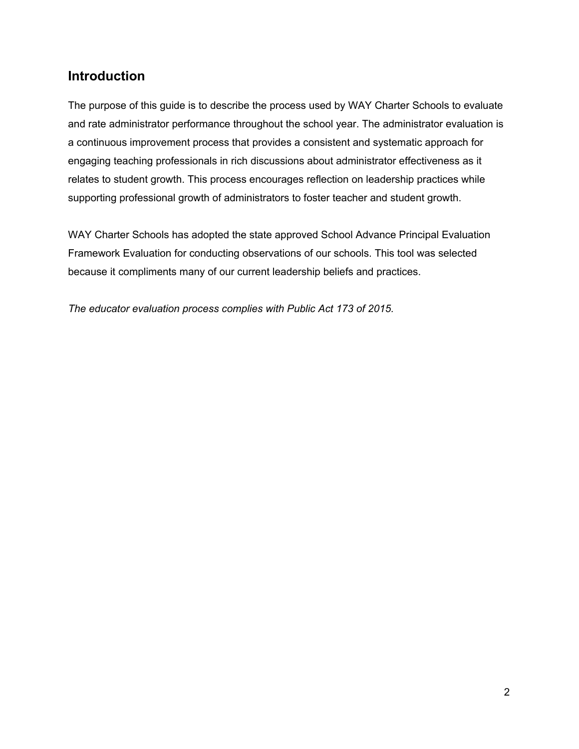## Introduction

The purpose of this guide is to describe the process used by WAY Charter Schools to evaluate and rate administrator performance throughout the school year. The administrator evaluation is a continuous improvement process that provides a consistent and systematic approach for engaging teaching professionals in rich discussions about administrator effectiveness as it relates to student growth. This process encourages reflection on leadership practices while supporting professional growth of administrators to foster teacher and student growth.

WAY Charter Schools has adopted the state approved School Advance Principal Evaluation Framework Evaluation for conducting observations of our schools. This tool was selected because it compliments many of our current leadership beliefs and practices.

*The educator evaluation process complies with Public Act 173 of 2015.*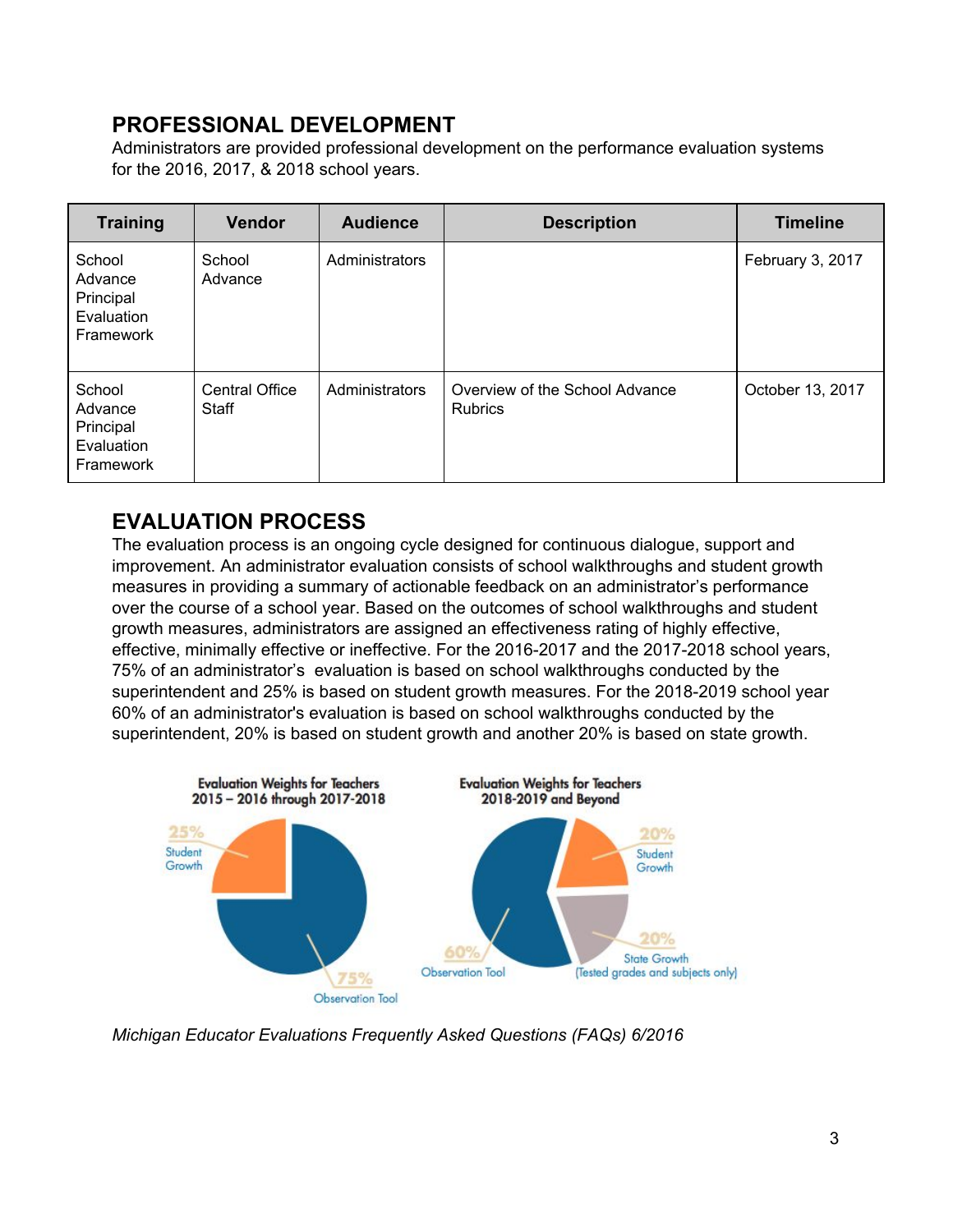## PROFESSIONAL DEVELOPMENT

Administrators are provided professional development on the performance evaluation systems for the 2016, 2017, & 2018 school years.

| Training | Vendor | Audience | Description | Timeline |
|---|---|---|---|---|
| School Advance Principal Evaluation Framework | School Advance | Administrators | | February 3, 2017 |
| School Advance Principal Evaluation Framework | Central Office Staff | Administrators | Overview of the School Advance Rubrics | October 13, 2017 |

## EVALUATION PROCESS

The evaluation process is an ongoing cycle designed for continuous dialogue, support and improvement. An administrator evaluation consists of school walkthroughs and student growth measures in providing a summary of actionable feedback on an administrator's performance over the course of a school year. Based on the outcomes of school walkthroughs and student growth measures, administrators are assigned an effectiveness rating of highly effective, effective, minimally effective or ineffective. For the 2016-2017 and the 2017-2018 school years, 75% of an administrator's evaluation is based on school walkthroughs conducted by the superintendent and 25% is based on student growth measures. For the 2018-2019 school year 60% of an administrator's evaluation is based on school walkthroughs conducted by the superintendent, 20% is based on student growth and another 20% is based on state growth.

*Michigan Educator Evaluations Frequently Asked Questions (FAQs) 6/2016*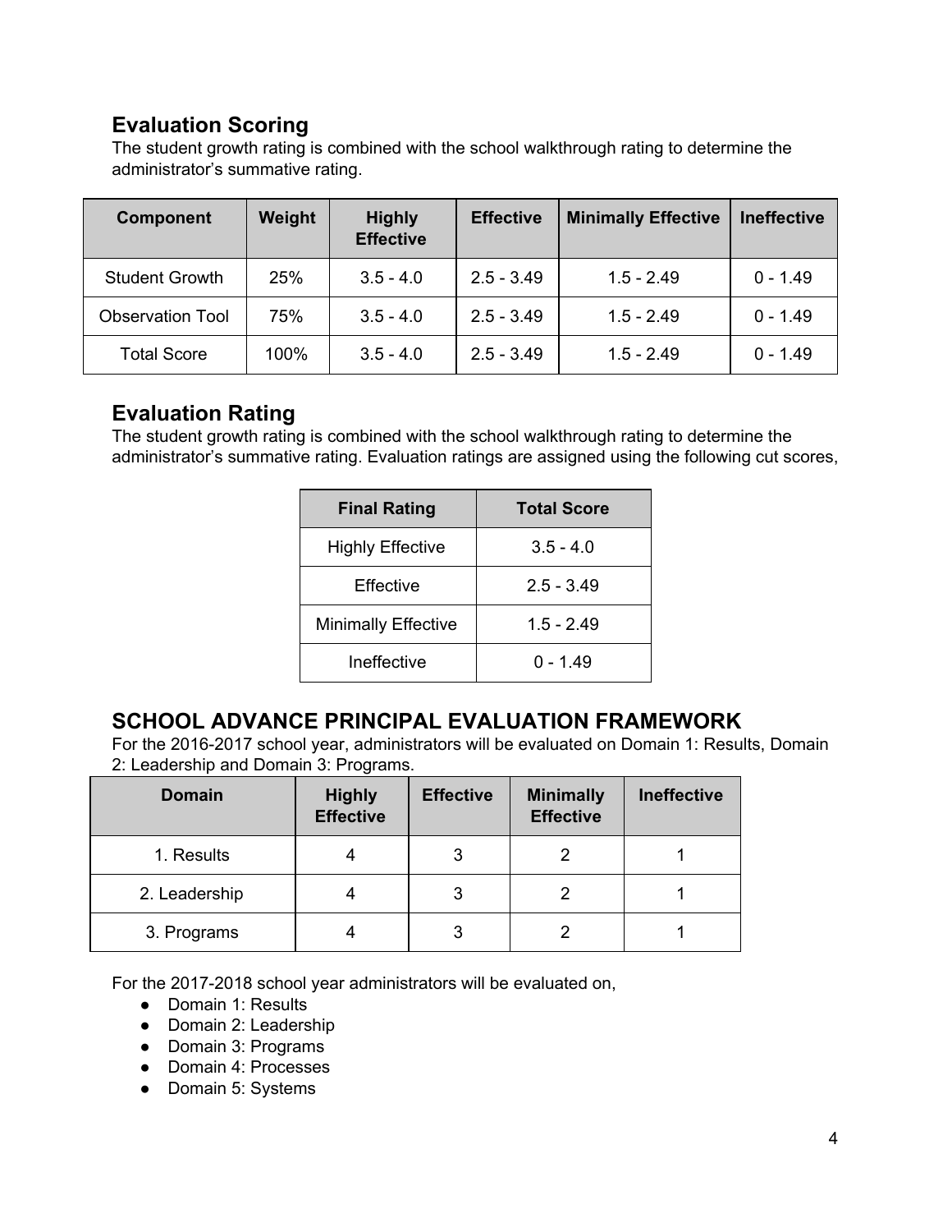## Evaluation Scoring

The student growth rating is combined with the school walkthrough rating to determine the administrator's summative rating.

| Component | Weight | Highly Effective | Effective | Minimally Effective | Ineffective |
|---|---|---|---|---|---|
| Student Growth | 25% | 3.5 - 4.0 | 2.5 - 3.49 | 1.5 - 2.49 | 0 - 1.49 |
| Observation Tool | 75% | 3.5 - 4.0 | 2.5 - 3.49 | 1.5 - 2.49 | 0 - 1.49 |
| Total Score | 100% | 3.5 - 4.0 | 2.5 - 3.49 | 1.5 - 2.49 | 0 - 1.49 |

## Evaluation Rating

The student growth rating is combined with the school walkthrough rating to determine the administrator's summative rating. Evaluation ratings are assigned using the following cut scores,

| Final Rating | Total Score |
|---|---|
| Highly Effective | 3.5 - 4.0 |
| Effective | 2.5 - 3.49 |
| Minimally Effective | 1.5 - 2.49 |
| Ineffective | 0 - 1.49 |

## SCHOOL ADVANCE PRINCIPAL EVALUATION FRAMEWORK

For the 2016-2017 school year, administrators will be evaluated on Domain 1: Results, Domain 2: Leadership and Domain 3: Programs.

| Domain | Highly Effective | Effective | Minimally Effective | Ineffective |
|---|---|---|---|---|
| 1. Results | 4 | 3 | 2 | 1 |
| 2. Leadership | 4 | 3 | 2 | 1 |
| 3. Programs | 4 | 3 | 2 | 1 |

For the 2017-2018 school year administrators will be evaluated on,

- Domain 1: Results
- Domain 2: Leadership
- Domain 3: Programs
- Domain 4: Processes
- Domain 5: Systems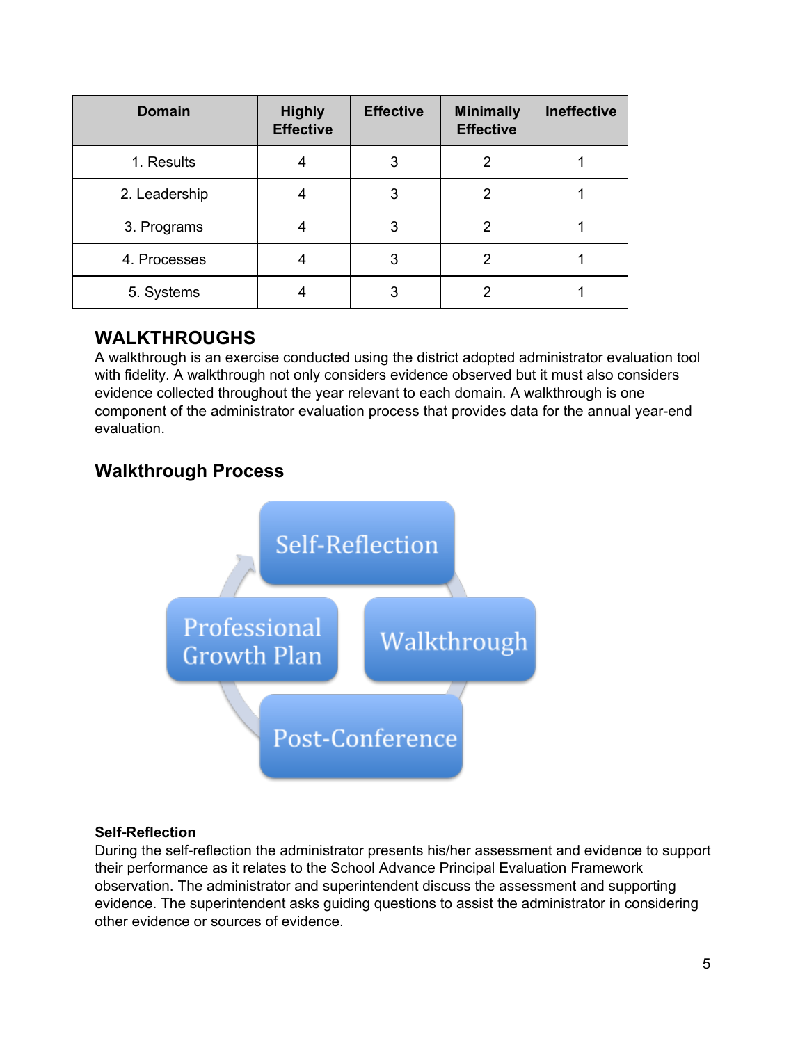| Domain | Highly Effective | Effective | Minimally Effective | Ineffective |
|---|---|---|---|---|
| 1. Results | 4 | 3 | 2 | 1 |
| 2. Leadership | 4 | 3 | 2 | 1 |
| 3. Programs | 4 | 3 | 2 | 1 |
| 4. Processes | 4 | 3 | 2 | 1 |
| 5. Systems | 4 | 3 | 2 | 1 |

## WALKTHROUGHS

A walkthrough is an exercise conducted using the district adopted administrator evaluation tool with fidelity. A walkthrough not only considers evidence observed but it must also considers evidence collected throughout the year relevant to each domain. A walkthrough is one component of the administrator evaluation process that provides data for the annual year-end evaluation.

### Walkthrough Process

Self-Reflection

Walkthrough

Post-Conference

Professional Growth Plan

**Self-Reflection**

During the self-reflection the administrator presents his/her assessment and evidence to support their performance as it relates to the School Advance Principal Evaluation Framework observation. The administrator and superintendent discuss the assessment and supporting evidence. The superintendent asks guiding questions to assist the administrator in considering other evidence or sources of evidence.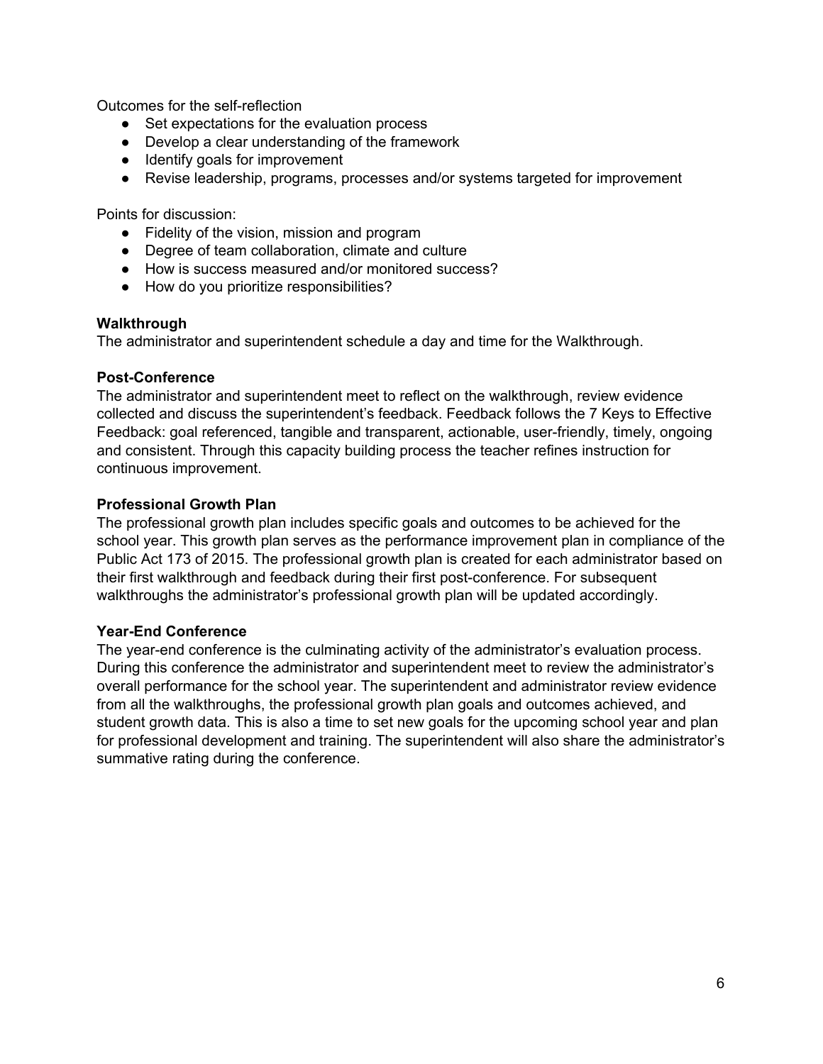Outcomes for the self-reflection

- Set expectations for the evaluation process
- Develop a clear understanding of the framework
- Identify goals for improvement
- Revise leadership, programs, processes and/or systems targeted for improvement

Points for discussion:

- Fidelity of the vision, mission and program
- Degree of team collaboration, climate and culture
- How is success measured and/or monitored success?
- How do you prioritize responsibilities?

**Walkthrough**

The administrator and superintendent schedule a day and time for the Walkthrough.

**Post-Conference**

The administrator and superintendent meet to reflect on the walkthrough, review evidence collected and discuss the superintendent's feedback. Feedback follows the 7 Keys to Effective Feedback: goal referenced, tangible and transparent, actionable, user-friendly, timely, ongoing and consistent. Through this capacity building process the teacher refines instruction for continuous improvement.

**Professional Growth Plan**

The professional growth plan includes specific goals and outcomes to be achieved for the school year. This growth plan serves as the performance improvement plan in compliance of the Public Act 173 of 2015. The professional growth plan is created for each administrator based on their first walkthrough and feedback during their first post-conference. For subsequent walkthroughs the administrator's professional growth plan will be updated accordingly.

**Year-End Conference**

The year-end conference is the culminating activity of the administrator's evaluation process. During this conference the administrator and superintendent meet to review the administrator's overall performance for the school year. The superintendent and administrator review evidence from all the walkthroughs, the professional growth plan goals and outcomes achieved, and student growth data. This is also a time to set new goals for the upcoming school year and plan for professional development and training. The superintendent will also share the administrator's summative rating during the conference.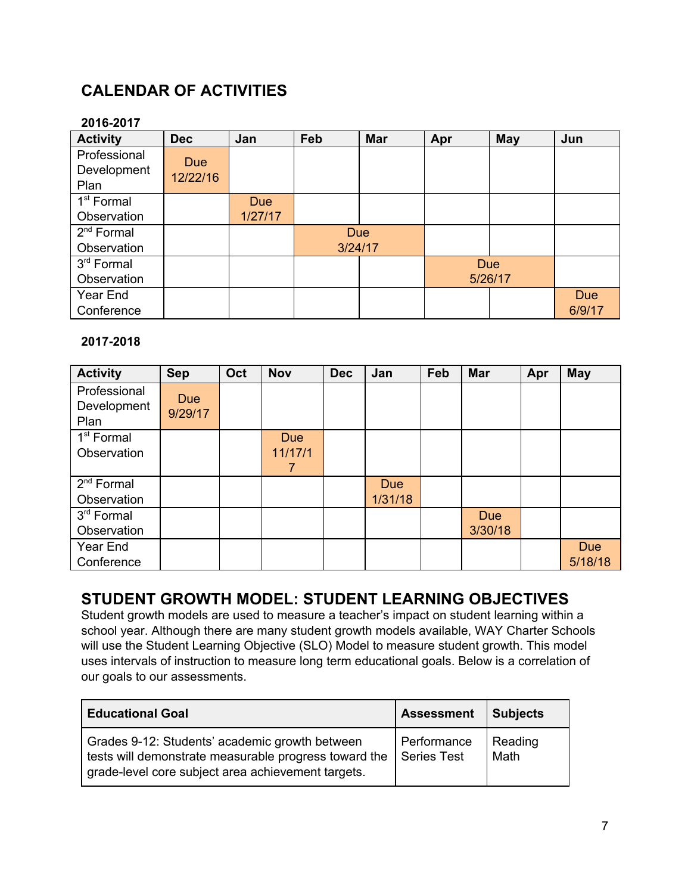## CALENDAR OF ACTIVITIES

**2016-2017**

| Activity | Dec | Jan | Feb | Mar | Apr | May | Jun |
|---|---|---|---|---|---|---|---|
| Professional Development Plan | Due 12/22/16 | | | | | | |
| 1st Formal Observation | | Due 1/27/17 | | | | | |
| 2nd Formal Observation | | | Due 3/24/17 | | | | |
| 3rd Formal Observation | | | | | Due 5/26/17 | | |
| Year End Conference | | | | | | | Due 6/9/17 |

**2017-2018**

| Activity | Sep | Oct | Nov | Dec | Jan | Feb | Mar | Apr | May |
|---|---|---|---|---|---|---|---|---|---|
| Professional Development Plan | Due 9/29/17 | | | | | | | | |
| 1st Formal Observation | | | Due 11/17/17 | | | | | | |
| 2nd Formal Observation | | | | | Due 1/31/18 | | | | |
| 3rd Formal Observation | | | | | | | Due 3/30/18 | | |
| Year End Conference | | | | | | | | | Due 5/18/18 |

## STUDENT GROWTH MODEL: STUDENT LEARNING OBJECTIVES

Student growth models are used to measure a teacher's impact on student learning within a school year. Although there are many student growth models available, WAY Charter Schools will use the Student Learning Objective (SLO) Model to measure student growth. This model uses intervals of instruction to measure long term educational goals. Below is a correlation of our goals to our assessments.

| Educational Goal | Assessment | Subjects |
|---|---|---|
| Grades 9-12: Students' academic growth between tests will demonstrate measurable progress toward the grade-level core subject area achievement targets. | Performance Series Test | Reading Math |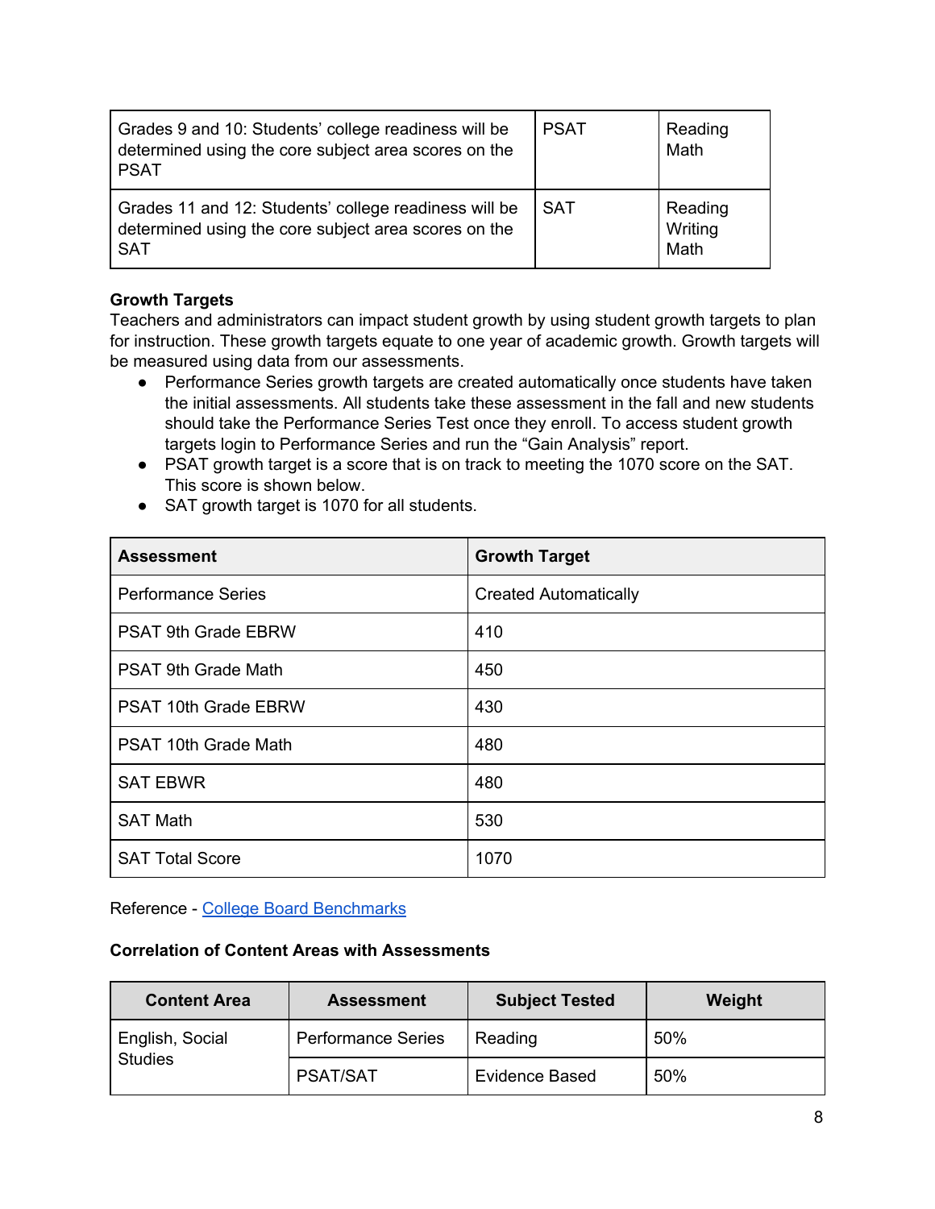| Grades 9 and 10: Students' college readiness will be determined using the core subject area scores on the PSAT | PSAT | Reading<br>Math |
|---|---|---|
| Grades 11 and 12: Students' college readiness will be determined using the core subject area scores on the SAT | SAT | Reading<br>Writing<br>Math |

**Growth Targets**

Teachers and administrators can impact student growth by using student growth targets to plan for instruction. These growth targets equate to one year of academic growth. Growth targets will be measured using data from our assessments.

- Performance Series growth targets are created automatically once students have taken the initial assessments. All students take these assessment in the fall and new students should take the Performance Series Test once they enroll. To access student growth targets login to Performance Series and run the "Gain Analysis" report.
- PSAT growth target is a score that is on track to meeting the 1070 score on the SAT. This score is shown below.
- SAT growth target is 1070 for all students.

| Assessment | Growth Target |
|---|---|
| Performance Series | Created Automatically |
| PSAT 9th Grade EBRW | 410 |
| PSAT 9th Grade Math | 450 |
| PSAT 10th Grade EBRW | 430 |
| PSAT 10th Grade Math | 480 |
| SAT EBWR | 480 |
| SAT Math | 530 |
| SAT Total Score | 1070 |

Reference - College Board Benchmarks

**Correlation of Content Areas with Assessments**

| Content Area | Assessment | Subject Tested | Weight |
|---|---|---|---|
| English, Social Studies | Performance Series | Reading | 50% |
| | PSAT/SAT | Evidence Based | 50% |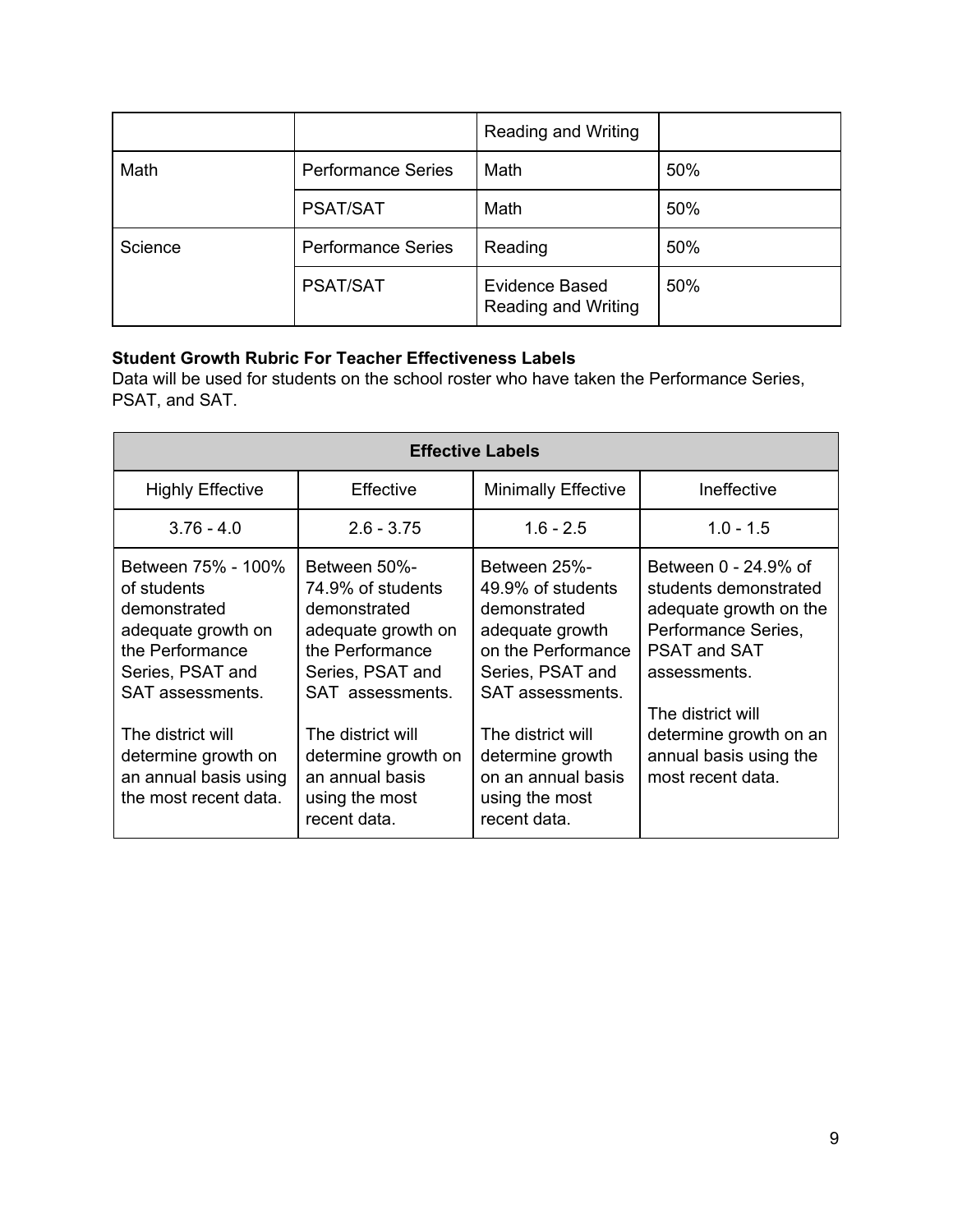| | | | |
|---|---|---|---|
| | | Reading and Writing | |
| Math | Performance Series | Math | 50% |
| | PSAT/SAT | Math | 50% |
| Science | Performance Series | Reading | 50% |
| | PSAT/SAT | Evidence Based Reading and Writing | 50% |

**Student Growth Rubric For Teacher Effectiveness Labels**
Data will be used for students on the school roster who have taken the Performance Series, PSAT, and SAT.

| Effective Labels | | | |
|---|---|---|---|
| Highly Effective | Effective | Minimally Effective | Ineffective |
| 3.76 - 4.0 | 2.6 - 3.75 | 1.6 - 2.5 | 1.0 - 1.5 |
| Between 75% - 100% of students demonstrated adequate growth on the Performance Series, PSAT and SAT assessments.<br><br>The district will determine growth on an annual basis using the most recent data. | Between 50%-74.9% of students demonstrated adequate growth on the Performance Series, PSAT and SAT assessments.<br><br>The district will determine growth on an annual basis using the most recent data. | Between 25%-49.9% of students demonstrated adequate growth on the Performance Series, PSAT and SAT assessments.<br><br>The district will determine growth on an annual basis using the most recent data. | Between 0 - 24.9% of students demonstrated adequate growth on the Performance Series, PSAT and SAT assessments.<br><br>The district will determine growth on an annual basis using the most recent data. |